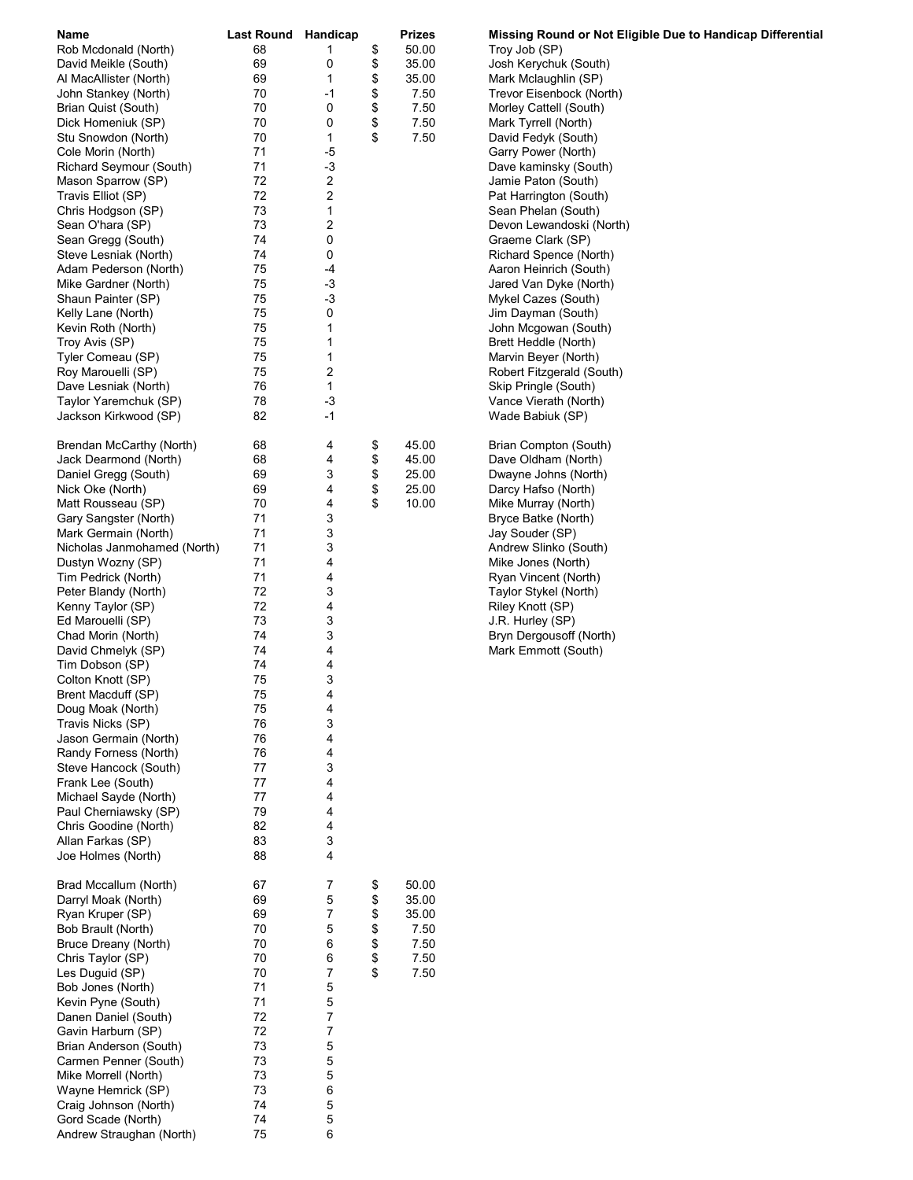| Name | Last Round | Handicap | Prizes | Missing Round or Not Eligible Due to Handicap Differential |
|---|---|---|---|---|
| Rob Mcdonald (North) | 68 | 1 | $ 50.00 | Troy Job (SP) |
| David Meikle (South) | 69 | 0 | $ 35.00 | Josh Kerychuk (South) |
| Al MacAllister (North) | 69 | 1 | $ 35.00 | Mark Mclaughlin (SP) |
| John Stankey (North) | 70 | -1 | $ 7.50 | Trevor Eisenbock (North) |
| Brian Quist (South) | 70 | 0 | $ 7.50 | Morley Cattell (South) |
| Dick Homeniuk (SP) | 70 | 0 | $ 7.50 | Mark Tyrrell (North) |
| Stu Snowdon (North) | 70 | 1 | $ 7.50 | David Fedyk (South) |
| Cole Morin (North) | 71 | -5 | | Garry Power (North) |
| Richard Seymour (South) | 71 | -3 | | Dave kaminsky (South) |
| Mason Sparrow (SP) | 72 | 2 | | Jamie Paton (South) |
| Travis Elliot (SP) | 72 | 2 | | Pat Harrington (South) |
| Chris Hodgson (SP) | 73 | 1 | | Sean Phelan (South) |
| Sean O'hara (SP) | 73 | 2 | | Devon Lewandoski (North) |
| Sean Gregg (South) | 74 | 0 | | Graeme Clark (SP) |
| Steve Lesniak (North) | 74 | 0 | | Richard Spence (North) |
| Adam Pederson (North) | 75 | -4 | | Aaron Heinrich (South) |
| Mike Gardner (North) | 75 | -3 | | Jared Van Dyke (North) |
| Shaun Painter (SP) | 75 | -3 | | Mykel Cazes (South) |
| Kelly Lane (North) | 75 | 0 | | Jim Dayman (South) |
| Kevin Roth (North) | 75 | 1 | | John Mcgowan (South) |
| Troy Avis (SP) | 75 | 1 | | Brett Heddle (North) |
| Tyler Comeau (SP) | 75 | 1 | | Marvin Beyer (North) |
| Roy Marouelli (SP) | 75 | 2 | | Robert Fitzgerald (South) |
| Dave Lesniak (North) | 76 | 1 | | Skip Pringle (South) |
| Taylor Yaremchuk (SP) | 78 | -3 | | Vance Vierath (North) |
| Jackson Kirkwood (SP) | 82 | -1 | | Wade Babiuk (SP) |
| | | | | |
| Brendan McCarthy (North) | 68 | 4 | $ 45.00 | Brian Compton (South) |
| Jack Dearmond (North) | 68 | 4 | $ 45.00 | Dave Oldham (North) |
| Daniel Gregg (South) | 69 | 3 | $ 25.00 | Dwayne Johns (North) |
| Nick Oke (North) | 69 | 4 | $ 25.00 | Darcy Hafso (North) |
| Matt Rousseau (SP) | 70 | 4 | $ 10.00 | Mike Murray (North) |
| Gary Sangster (North) | 71 | 3 | | Bryce Batke (North) |
| Mark Germain (North) | 71 | 3 | | Jay Souder (SP) |
| Nicholas Janmohamed (North) | 71 | 3 | | Andrew Slinko (South) |
| Dustyn Wozny (SP) | 71 | 4 | | Mike Jones (North) |
| Tim Pedrick (North) | 71 | 4 | | Ryan Vincent (North) |
| Peter Blandy (North) | 72 | 3 | | Taylor Stykel (North) |
| Kenny Taylor (SP) | 72 | 4 | | Riley Knott (SP) |
| Ed Marouelli (SP) | 73 | 3 | | J.R. Hurley (SP) |
| Chad Morin (North) | 74 | 3 | | Bryn Dergousoff (North) |
| David Chmelyk (SP) | 74 | 4 | | Mark Emmott (South) |
| Tim Dobson (SP) | 74 | 4 | | |
| Colton Knott (SP) | 75 | 3 | | |
| Brent Macduff (SP) | 75 | 4 | | |
| Doug Moak (North) | 75 | 4 | | |
| Travis Nicks (SP) | 76 | 3 | | |
| Jason Germain (North) | 76 | 4 | | |
| Randy Forness (North) | 76 | 4 | | |
| Steve Hancock (South) | 77 | 3 | | |
| Frank Lee (South) | 77 | 4 | | |
| Michael Sayde (North) | 77 | 4 | | |
| Paul Cherniawsky (SP) | 79 | 4 | | |
| Chris Goodine (North) | 82 | 4 | | |
| Allan Farkas (SP) | 83 | 3 | | |
| Joe Holmes (North) | 88 | 4 | | |
| | | | | |
| Brad Mccallum (North) | 67 | 7 | $ 50.00 | |
| Darryl Moak (North) | 69 | 5 | $ 35.00 | |
| Ryan Kruper (SP) | 69 | 7 | $ 35.00 | |
| Bob Brault (North) | 70 | 5 | $ 7.50 | |
| Bruce Dreany (North) | 70 | 6 | $ 7.50 | |
| Chris Taylor (SP) | 70 | 6 | $ 7.50 | |
| Les Duguid (SP) | 70 | 7 | $ 7.50 | |
| Bob Jones (North) | 71 | 5 | | |
| Kevin Pyne (South) | 71 | 5 | | |
| Danen Daniel (South) | 72 | 7 | | |
| Gavin Harburn (SP) | 72 | 7 | | |
| Brian Anderson (South) | 73 | 5 | | |
| Carmen Penner (South) | 73 | 5 | | |
| Mike Morrell (North) | 73 | 5 | | |
| Wayne Hemrick (SP) | 73 | 6 | | |
| Craig Johnson (North) | 74 | 5 | | |
| Gord Scade (North) | 74 | 5 | | |
| Andrew Straughan (North) | 75 | 6 | | |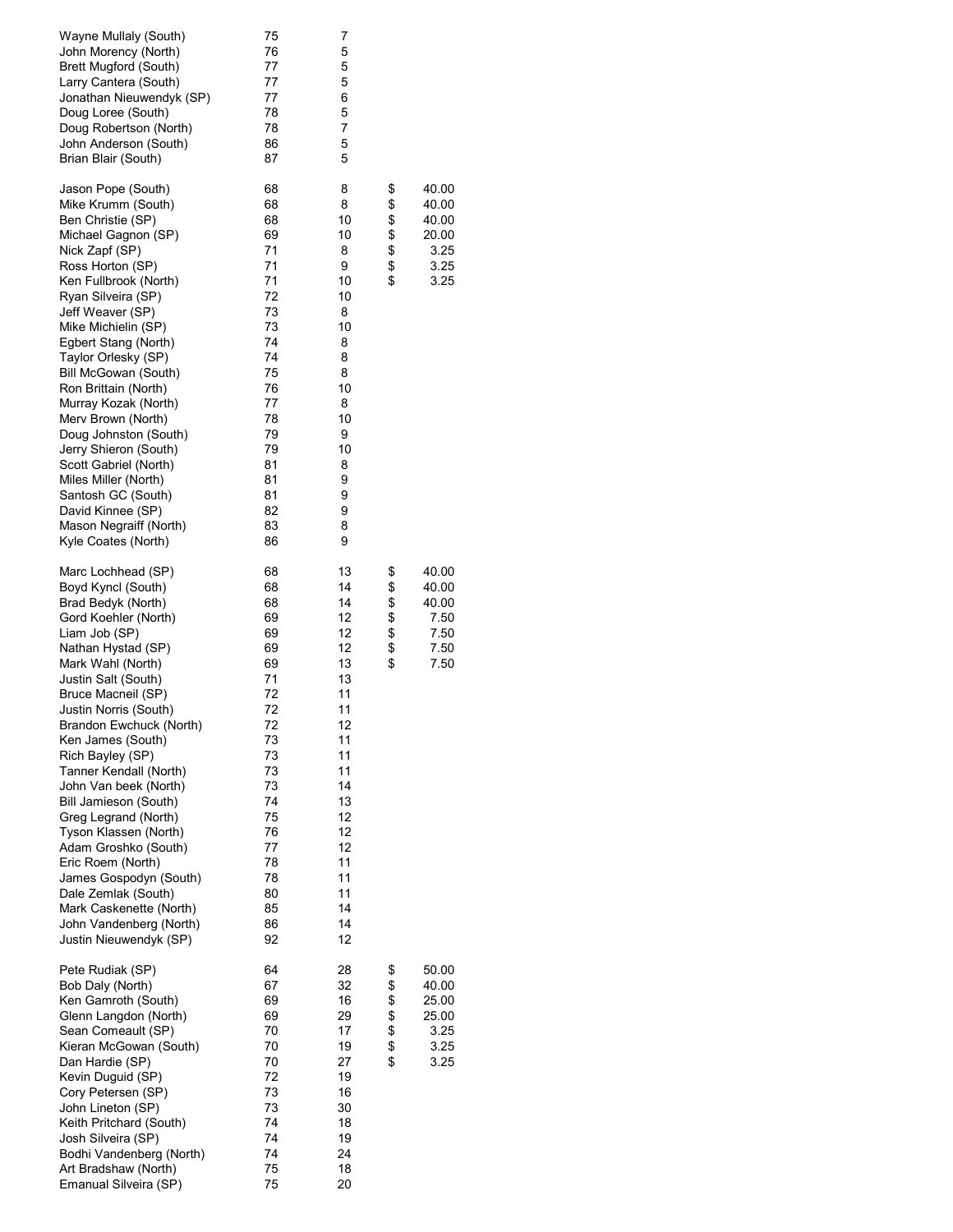| Name | Score | Handicap | | Prize |
|---|---|---|---|---|
| Wayne Mullaly (South) | 75 | 7 | | |
| John Morency (North) | 76 | 5 | | |
| Brett Mugford (South) | 77 | 5 | | |
| Larry Cantera (South) | 77 | 5 | | |
| Jonathan Nieuwendyk (SP) | 77 | 6 | | |
| Doug Loree (South) | 78 | 5 | | |
| Doug Robertson (North) | 78 | 7 | | |
| John Anderson (South) | 86 | 5 | | |
| Brian Blair (South) | 87 | 5 | | |
| | | | | |
| Jason Pope (South) | 68 | 8 | $ | 40.00 |
| Mike Krumm (South) | 68 | 8 | $ | 40.00 |
| Ben Christie (SP) | 68 | 10 | $ | 40.00 |
| Michael Gagnon (SP) | 69 | 10 | $ | 20.00 |
| Nick Zapf (SP) | 71 | 8 | $ | 3.25 |
| Ross Horton (SP) | 71 | 9 | $ | 3.25 |
| Ken Fullbrook (North) | 71 | 10 | $ | 3.25 |
| Ryan Silveira (SP) | 72 | 10 | | |
| Jeff Weaver (SP) | 73 | 8 | | |
| Mike Michielin (SP) | 73 | 10 | | |
| Egbert Stang (North) | 74 | 8 | | |
| Taylor Orlesky (SP) | 74 | 8 | | |
| Bill McGowan (South) | 75 | 8 | | |
| Ron Brittain (North) | 76 | 10 | | |
| Murray Kozak (North) | 77 | 8 | | |
| Merv Brown (North) | 78 | 10 | | |
| Doug Johnston (South) | 79 | 9 | | |
| Jerry Shieron (South) | 79 | 10 | | |
| Scott Gabriel (North) | 81 | 8 | | |
| Miles Miller (North) | 81 | 9 | | |
| Santosh GC (South) | 81 | 9 | | |
| David Kinnee (SP) | 82 | 9 | | |
| Mason Negraiff (North) | 83 | 8 | | |
| Kyle Coates (North) | 86 | 9 | | |
| | | | | |
| Marc Lochhead (SP) | 68 | 13 | $ | 40.00 |
| Boyd Kyncl (South) | 68 | 14 | $ | 40.00 |
| Brad Bedyk (North) | 68 | 14 | $ | 40.00 |
| Gord Koehler (North) | 69 | 12 | $ | 7.50 |
| Liam Job (SP) | 69 | 12 | $ | 7.50 |
| Nathan Hystad (SP) | 69 | 12 | $ | 7.50 |
| Mark Wahl (North) | 69 | 13 | $ | 7.50 |
| Justin Salt (South) | 71 | 13 | | |
| Bruce Macneil (SP) | 72 | 11 | | |
| Justin Norris (South) | 72 | 11 | | |
| Brandon Ewchuck (North) | 72 | 12 | | |
| Ken James (South) | 73 | 11 | | |
| Rich Bayley (SP) | 73 | 11 | | |
| Tanner Kendall (North) | 73 | 11 | | |
| John Van beek (North) | 73 | 14 | | |
| Bill Jamieson (South) | 74 | 13 | | |
| Greg Legrand (North) | 75 | 12 | | |
| Tyson Klassen (North) | 76 | 12 | | |
| Adam Groshko (South) | 77 | 12 | | |
| Eric Roem (North) | 78 | 11 | | |
| James Gospodyn (South) | 78 | 11 | | |
| Dale Zemlak (South) | 80 | 11 | | |
| Mark Caskenette (North) | 85 | 14 | | |
| John Vandenberg (North) | 86 | 14 | | |
| Justin Nieuwendyk (SP) | 92 | 12 | | |
| | | | | |
| Pete Rudiak (SP) | 64 | 28 | $ | 50.00 |
| Bob Daly (North) | 67 | 32 | $ | 40.00 |
| Ken Gamroth (South) | 69 | 16 | $ | 25.00 |
| Glenn Langdon (North) | 69 | 29 | $ | 25.00 |
| Sean Comeault (SP) | 70 | 17 | $ | 3.25 |
| Kieran McGowan (South) | 70 | 19 | $ | 3.25 |
| Dan Hardie (SP) | 70 | 27 | $ | 3.25 |
| Kevin Duguid (SP) | 72 | 19 | | |
| Cory Petersen (SP) | 73 | 16 | | |
| John Lineton (SP) | 73 | 30 | | |
| Keith Pritchard (South) | 74 | 18 | | |
| Josh Silveira (SP) | 74 | 19 | | |
| Bodhi Vandenberg (North) | 74 | 24 | | |
| Art Bradshaw (North) | 75 | 18 | | |
| Emanual Silveira (SP) | 75 | 20 | | |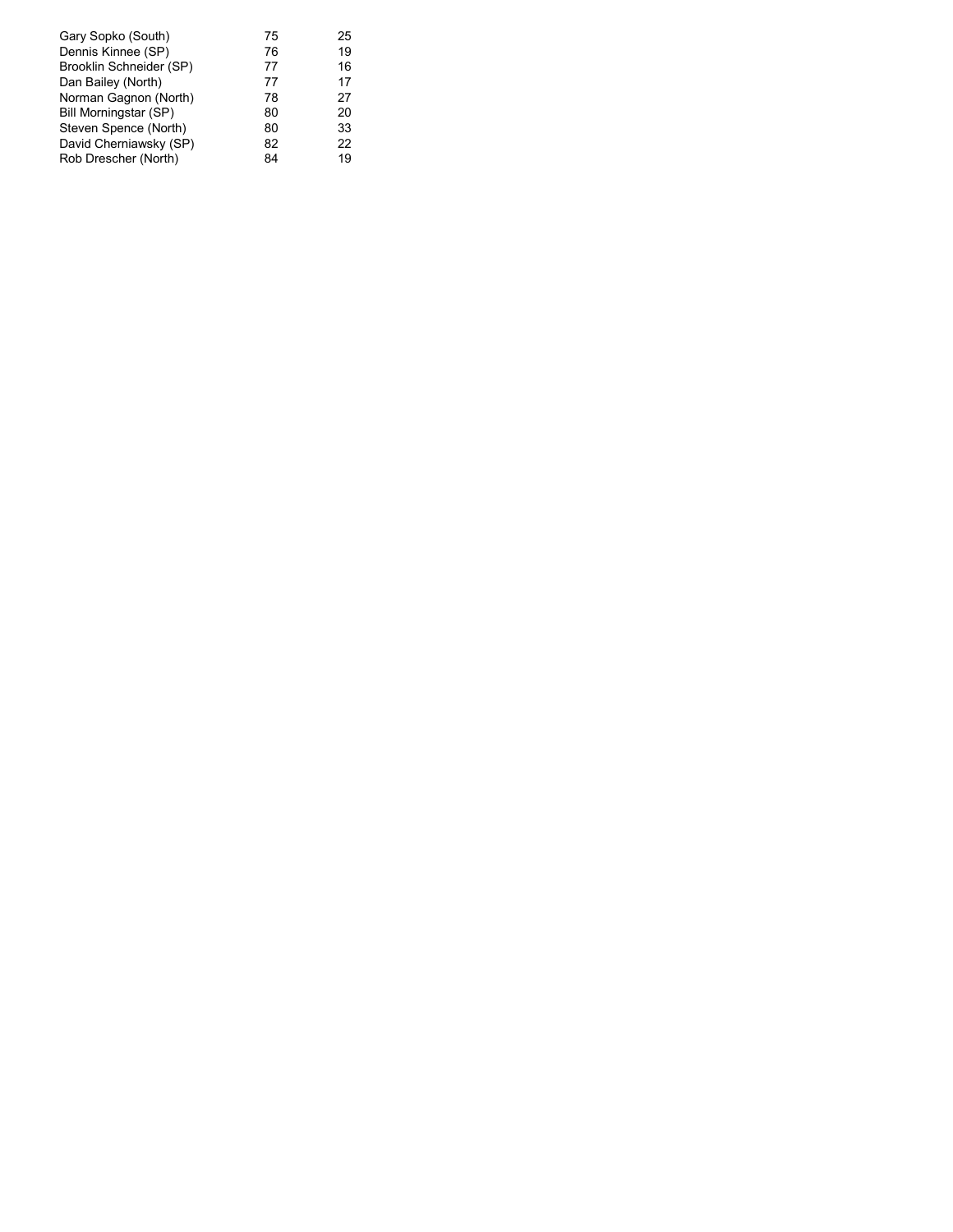| | | |
|---|---|---|
| Gary Sopko (South) | 75 | 25 |
| Dennis Kinnee (SP) | 76 | 19 |
| Brooklin Schneider (SP) | 77 | 16 |
| Dan Bailey (North) | 77 | 17 |
| Norman Gagnon (North) | 78 | 27 |
| Bill Morningstar (SP) | 80 | 20 |
| Steven Spence (North) | 80 | 33 |
| David Cherniawsky (SP) | 82 | 22 |
| Rob Drescher (North) | 84 | 19 |